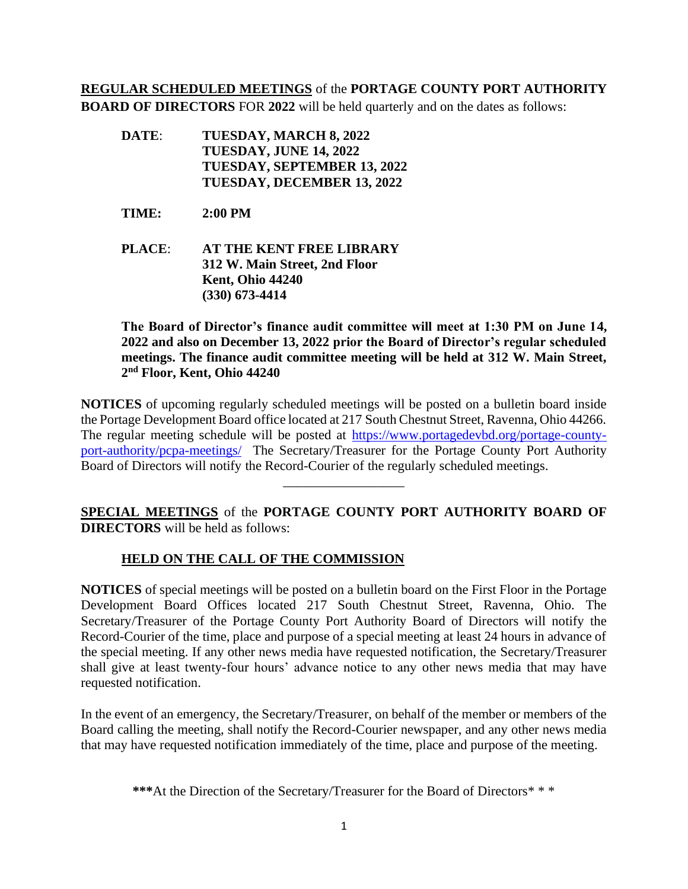**<u>REGULAR SCHEDULED MEETINGS</u>** of the **PORTAGE COUNTY PORT AUTHORITY BOARD OF DIRECTORS** FOR **2022** will be held quarterly and on the dates as follows:

**DATE**: **TUESDAY, MARCH 8, 2022**
**TUESDAY, JUNE 14, 2022**
**TUESDAY, SEPTEMBER 13, 2022**
**TUESDAY, DECEMBER 13, 2022**

**TIME: 2:00 PM**

**PLACE**: **AT THE KENT FREE LIBRARY**
**312 W. Main Street, 2nd Floor**
**Kent, Ohio 44240**
**(330) 673-4414**

**The Board of Director's finance audit committee will meet at 1:30 PM on June 14, 2022 and also on December 13, 2022 prior the Board of Director's regular scheduled meetings. The finance audit committee meeting will be held at 312 W. Main Street, 2nd Floor, Kent, Ohio 44240**

**NOTICES** of upcoming regularly scheduled meetings will be posted on a bulletin board inside the Portage Development Board office located at 217 South Chestnut Street, Ravenna, Ohio 44266. The regular meeting schedule will be posted at [https://www.portagedevbd.org/portage-county-port-authority/pcpa-meetings/](https://www.portagedevbd.org/portage-county-port-authority/pcpa-meetings/) The Secretary/Treasurer for the Portage County Port Authority Board of Directors will notify the Record-Courier of the regularly scheduled meetings.

---

**<u>SPECIAL MEETINGS</u>** of the **PORTAGE COUNTY PORT AUTHORITY BOARD OF DIRECTORS** will be held as follows:

**<u>HELD ON THE CALL OF THE COMMISSION</u>**

**NOTICES** of special meetings will be posted on a bulletin board on the First Floor in the Portage Development Board Offices located 217 South Chestnut Street, Ravenna, Ohio. The Secretary/Treasurer of the Portage County Port Authority Board of Directors will notify the Record-Courier of the time, place and purpose of a special meeting at least 24 hours in advance of the special meeting. If any other news media have requested notification, the Secretary/Treasurer shall give at least twenty-four hours' advance notice to any other news media that may have requested notification.

In the event of an emergency, the Secretary/Treasurer, on behalf of the member or members of the Board calling the meeting, shall notify the Record-Courier newspaper, and any other news media that may have requested notification immediately of the time, place and purpose of the meeting.

**\*\*\***At the Direction of the Secretary/Treasurer for the Board of Directors\* \* \*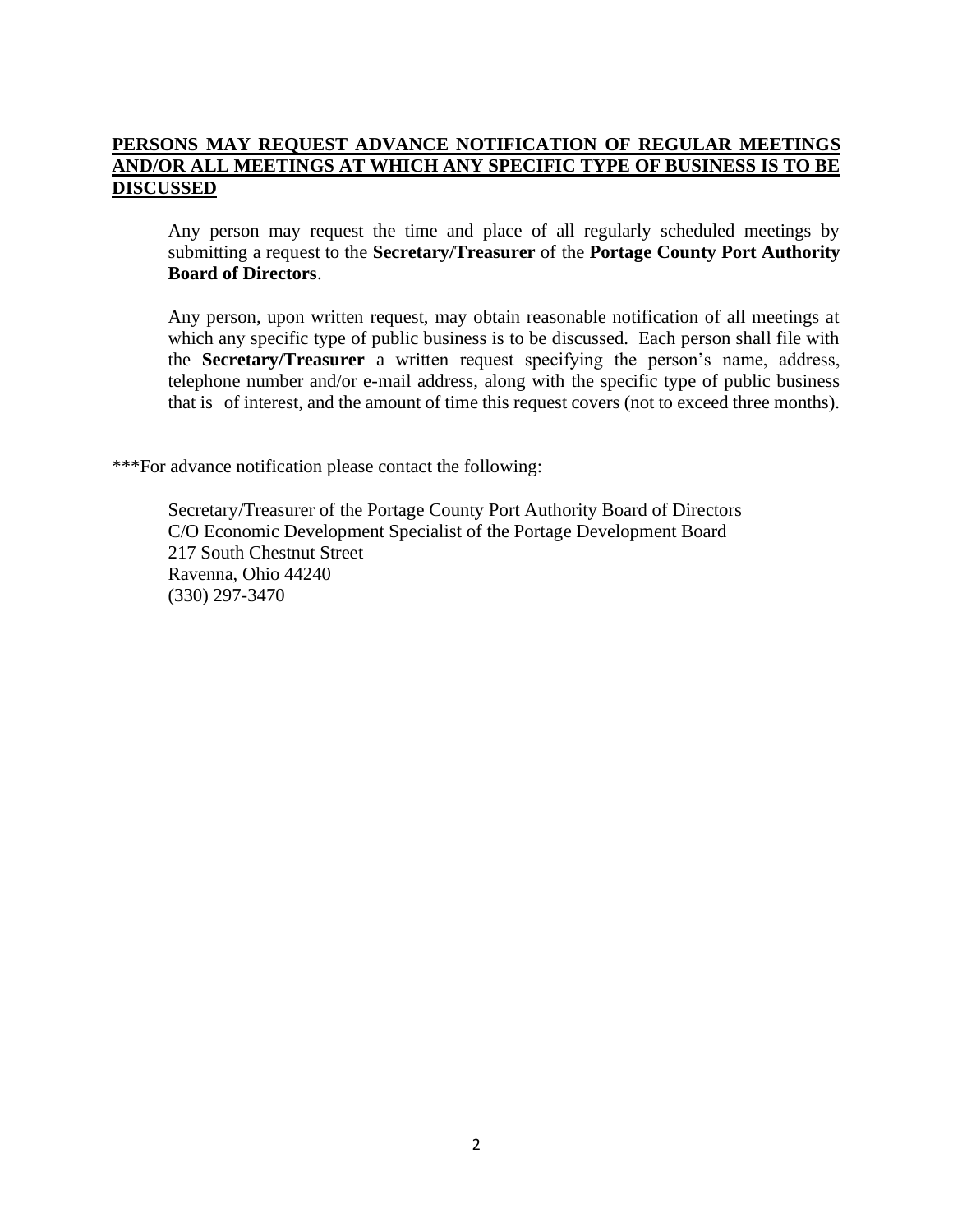**PERSONS MAY REQUEST ADVANCE NOTIFICATION OF REGULAR MEETINGS AND/OR ALL MEETINGS AT WHICH ANY SPECIFIC TYPE OF BUSINESS IS TO BE DISCUSSED**

Any person may request the time and place of all regularly scheduled meetings by submitting a request to the **Secretary/Treasurer** of the **Portage County Port Authority Board of Directors**.

Any person, upon written request, may obtain reasonable notification of all meetings at which any specific type of public business is to be discussed. Each person shall file with the **Secretary/Treasurer** a written request specifying the person's name, address, telephone number and/or e-mail address, along with the specific type of public business that is of interest, and the amount of time this request covers (not to exceed three months).

***For advance notification please contact the following:

Secretary/Treasurer of the Portage County Port Authority Board of Directors
C/O Economic Development Specialist of the Portage Development Board
217 South Chestnut Street
Ravenna, Ohio 44240
(330) 297-3470